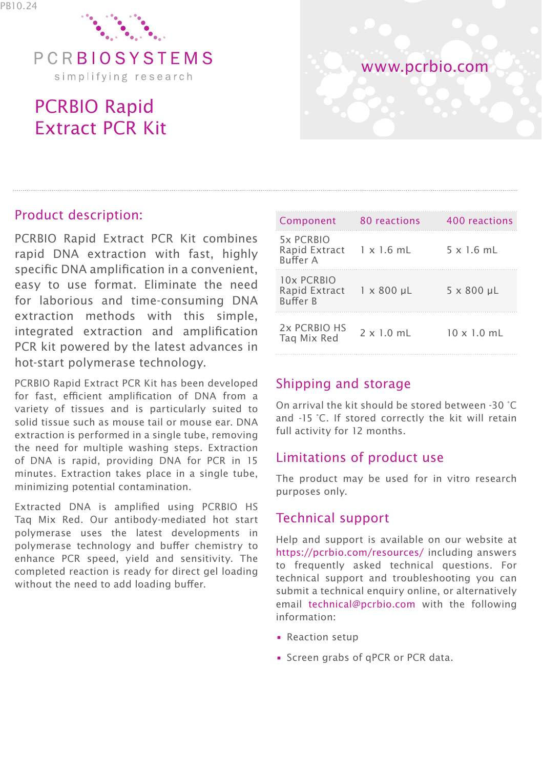PB10.24

PCRBIOSYSTEMS

simplifying research

www.pcrbio.com

# PCRBIO Rapid Extract PCR Kit

## Product description:

PCRBIO Rapid Extract PCR Kit combines rapid DNA extraction with fast, highly specific DNA amplification in a convenient, easy to use format. Eliminate the need for laborious and time-consuming DNA extraction methods with this simple, integrated extraction and amplification PCR kit powered by the latest advances in hot-start polymerase technology.

PCRBIO Rapid Extract PCR Kit has been developed for fast, efficient amplification of DNA from a variety of tissues and is particularly suited to solid tissue such as mouse tail or mouse ear. DNA extraction is performed in a single tube, removing the need for multiple washing steps. Extraction of DNA is rapid, providing DNA for PCR in 15 minutes. Extraction takes place in a single tube, minimizing potential contamination.

Extracted DNA is amplified using PCRBIO HS Taq Mix Red. Our antibody-mediated hot start polymerase uses the latest developments in polymerase technology and buffer chemistry to enhance PCR speed, yield and sensitivity. The completed reaction is ready for direct gel loading without the need to add loading buffer.

| Component | 80 reactions | 400 reactions |
|---|---|---|
| 5x PCRBIO Rapid Extract Buffer A | 1 x 1.6 mL | 5 x 1.6 mL |
| 10x PCRBIO Rapid Extract Buffer B | 1 x 800 µL | 5 x 800 µL |
| 2x PCRBIO HS Taq Mix Red | 2 x 1.0 mL | 10 x 1.0 mL |

## Shipping and storage

On arrival the kit should be stored between -30 °C and -15 °C. If stored correctly the kit will retain full activity for 12 months.

## Limitations of product use

The product may be used for in vitro research purposes only.

## Technical support

Help and support is available on our website at https://pcrbio.com/resources/ including answers to frequently asked technical questions. For technical support and troubleshooting you can submit a technical enquiry online, or alternatively email technical@pcrbio.com with the following information:

- Reaction setup
- Screen grabs of qPCR or PCR data.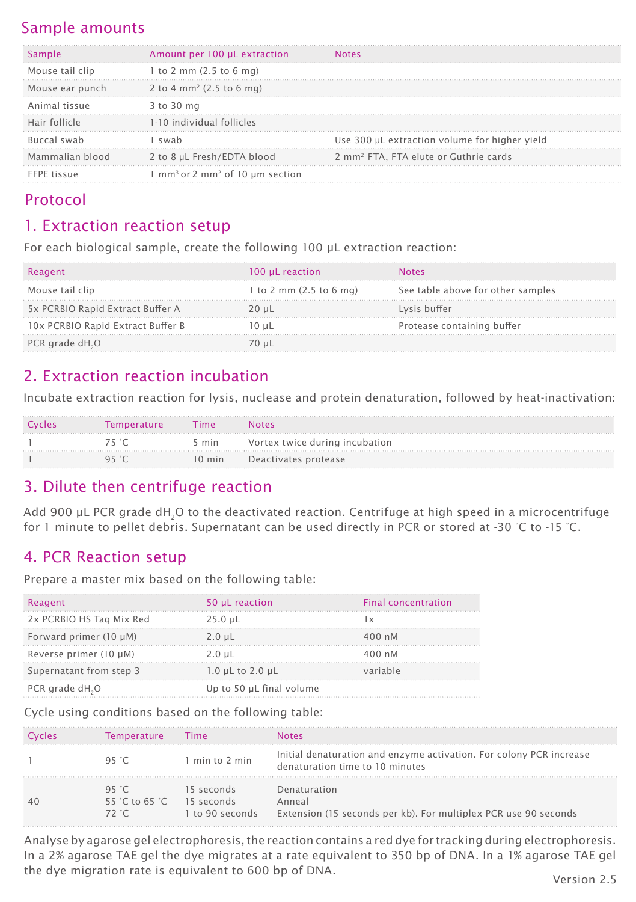## Sample amounts

| Sample | Amount per 100 µL extraction | Notes |
|---|---|---|
| Mouse tail clip | 1 to 2 mm (2.5 to 6 mg) | |
| Mouse ear punch | 2 to 4 $mm^2$ (2.5 to 6 mg) | |
| Animal tissue | 3 to 30 mg | |
| Hair follicle | 1-10 individual follicles | |
| Buccal swab | 1 swab | Use 300 µL extraction volume for higher yield |
| Mammalian blood | 2 to 8 µL Fresh/EDTA blood | 2 $mm^2$ FTA, FTA elute or Guthrie cards |
| FFPE tissue | 1 $mm^3$ or 2 $mm^2$ of 10 µm section | |

## Protocol

### 1. Extraction reaction setup

For each biological sample, create the following 100 µL extraction reaction:

| Reagent | 100 µL reaction | Notes |
|---|---|---|
| Mouse tail clip | 1 to 2 mm (2.5 to 6 mg) | See table above for other samples |
| 5x PCRBIO Rapid Extract Buffer A | 20 µL | Lysis buffer |
| 10x PCRBIO Rapid Extract Buffer B | 10 µL | Protease containing buffer |
| PCR grade $dH_2O$ | 70 µL | |

### 2. Extraction reaction incubation

Incubate extraction reaction for lysis, nuclease and protein denaturation, followed by heat-inactivation:

| Cycles | Temperature | Time | Notes |
|---|---|---|---|
| 1 | 75 °C | 5 min | Vortex twice during incubation |
| 1 | 95 °C | 10 min | Deactivates protease |

### 3. Dilute then centrifuge reaction

Add 900 µL PCR grade $dH_2O$ to the deactivated reaction. Centrifuge at high speed in a microcentrifuge for 1 minute to pellet debris. Supernatant can be used directly in PCR or stored at -30 °C to -15 °C.

### 4. PCR Reaction setup

Prepare a master mix based on the following table:

| Reagent | 50 µL reaction | Final concentration |
|---|---|---|
| 2x PCRBIO HS Taq Mix Red | 25.0 µL | 1x |
| Forward primer (10 µM) | 2.0 µL | 400 nM |
| Reverse primer (10 µM) | 2.0 µL | 400 nM |
| Supernatant from step 3 | 1.0 µL to 2.0 µL | variable |
| PCR grade $dH_2O$ | Up to 50 µL final volume | |

Cycle using conditions based on the following table:

| Cycles | Temperature | Time | Notes |
|---|---|---|---|
| 1 | 95 °C | 1 min to 2 min | Initial denaturation and enzyme activation. For colony PCR increase denaturation time to 10 minutes |
| 40 | 95 °C<br>55 °C to 65 °C<br>72 °C | 15 seconds<br>15 seconds<br>1 to 90 seconds | Denaturation<br>Anneal<br>Extension (15 seconds per kb). For multiplex PCR use 90 seconds |

Analyse by agarose gel electrophoresis, the reaction contains a red dye for tracking during electrophoresis. In a 2% agarose TAE gel the dye migrates at a rate equivalent to 350 bp of DNA. In a 1% agarose TAE gel the dye migration rate is equivalent to 600 bp of DNA.

Version 2.5